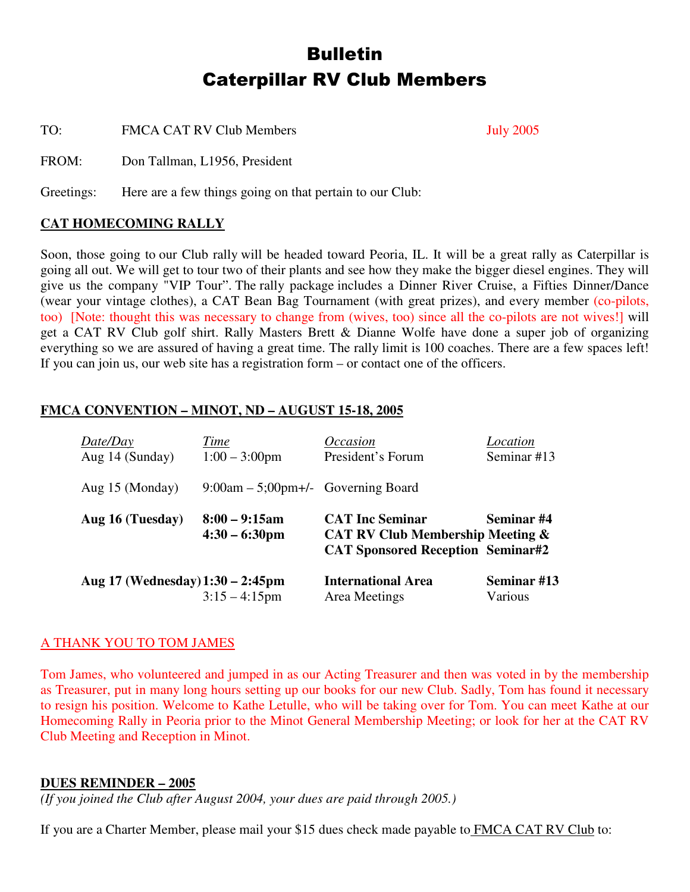# Bulletin
# Caterpillar RV Club Members

TO: FMCA CAT RV Club Members July 2005

FROM: Don Tallman, L1956, President

Greetings: Here are a few things going on that pertain to our Club:

## CAT HOMECOMING RALLY

Soon, those going to our Club rally will be headed toward Peoria, IL. It will be a great rally as Caterpillar is going all out. We will get to tour two of their plants and see how they make the bigger diesel engines. They will give us the company "VIP Tour". The rally package includes a Dinner River Cruise, a Fifties Dinner/Dance (wear your vintage clothes), a CAT Bean Bag Tournament (with great prizes), and every member (co-pilots, too) [Note: thought this was necessary to change from (wives, too) since all the co-pilots are not wives!] will get a CAT RV Club golf shirt. Rally Masters Brett & Dianne Wolfe have done a super job of organizing everything so we are assured of having a great time. The rally limit is 100 coaches. There are a few spaces left! If you can join us, our web site has a registration form – or contact one of the officers.

## FMCA CONVENTION – MINOT, ND – AUGUST 15-18, 2005

| *Date/Day* | *Time* | *Occasion* | *Location* |
|---|---|---|---|
| Aug 14 (Sunday) | 1:00 – 3:00pm | President's Forum | Seminar #13 |
| Aug 15 (Monday) | 9:00am – 5;00pm+/- | Governing Board | |
| **Aug 16 (Tuesday)** | **8:00 – 9:15am** | **CAT Inc Seminar** | **Seminar #4** |
| | **4:30 – 6:30pm** | **CAT RV Club Membership Meeting & CAT Sponsored Reception** | **Seminar#2** |
| **Aug 17 (Wednesday)** | **1:30 – 2:45pm** | **International Area** | **Seminar #13** |
| | 3:15 – 4:15pm | Area Meetings | Various |

## A THANK YOU TO TOM JAMES

Tom James, who volunteered and jumped in as our Acting Treasurer and then was voted in by the membership as Treasurer, put in many long hours setting up our books for our new Club. Sadly, Tom has found it necessary to resign his position. Welcome to Kathe Letulle, who will be taking over for Tom. You can meet Kathe at our Homecoming Rally in Peoria prior to the Minot General Membership Meeting; or look for her at the CAT RV Club Meeting and Reception in Minot.

## DUES REMINDER – 2005

*(If you joined the Club after August 2004, your dues are paid through 2005.)*

If you are a Charter Member, please mail your $15 dues check made payable to FMCA CAT RV Club to: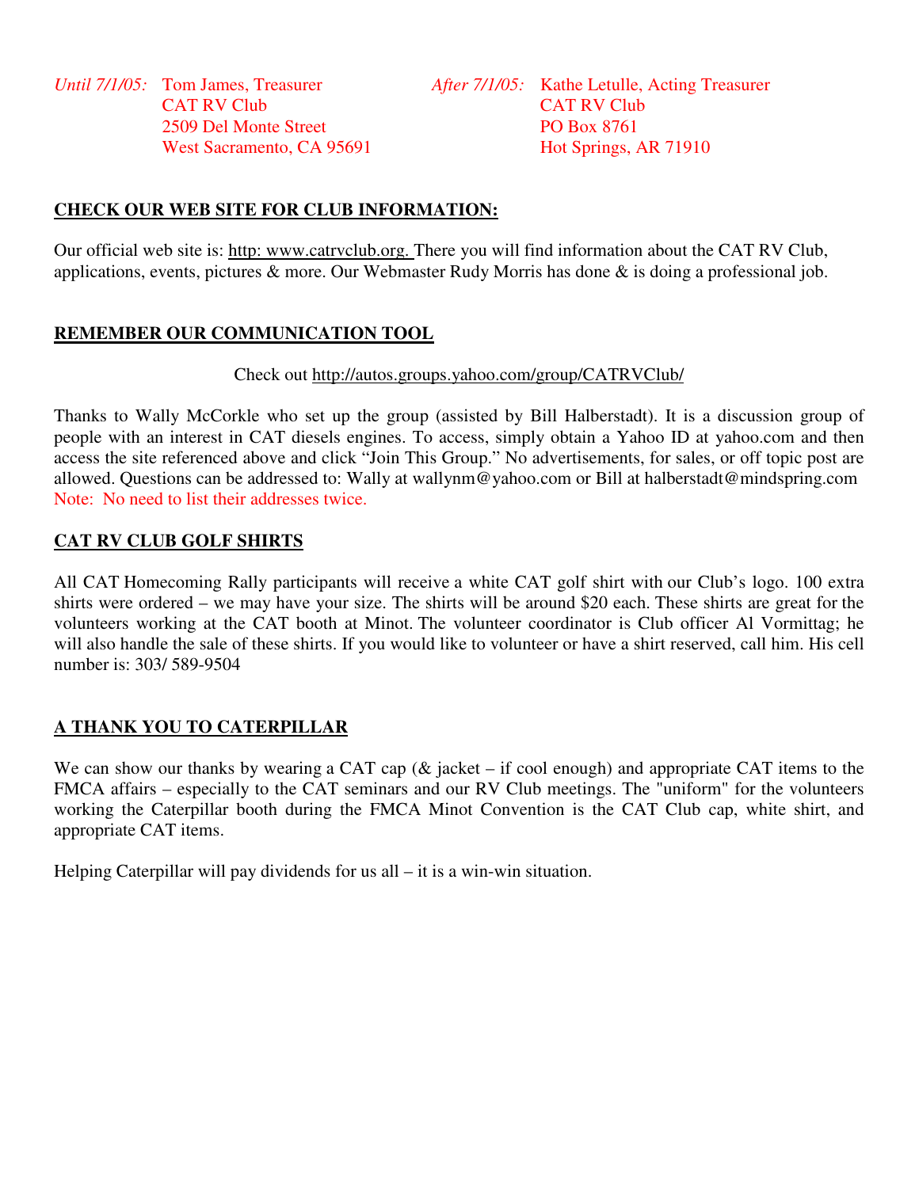| *Until 7/1/05:* | Tom James, Treasurer<br>CAT RV Club<br>2509 Del Monte Street<br>West Sacramento, CA 95691 | *After 7/1/05:* | Kathe Letulle, Acting Treasurer<br>CAT RV Club<br>PO Box 8761<br>Hot Springs, AR 71910 |
| --- | --- | --- | --- |

**CHECK OUR WEB SITE FOR CLUB INFORMATION:**

Our official web site is: http: www.catrvclub.org. There you will find information about the CAT RV Club, applications, events, pictures & more. Our Webmaster Rudy Morris has done & is doing a professional job.

**REMEMBER OUR COMMUNICATION TOOL**

Check out http://autos.groups.yahoo.com/group/CATRVClub/

Thanks to Wally McCorkle who set up the group (assisted by Bill Halberstadt). It is a discussion group of people with an interest in CAT diesels engines. To access, simply obtain a Yahoo ID at yahoo.com and then access the site referenced above and click "Join This Group." No advertisements, for sales, or off topic post are allowed. Questions can be addressed to: Wally at wallynm@yahoo.com or Bill at halberstadt@mindspring.com
Note: No need to list their addresses twice.

**CAT RV CLUB GOLF SHIRTS**

All CAT Homecoming Rally participants will receive a white CAT golf shirt with our Club's logo. 100 extra shirts were ordered – we may have your size. The shirts will be around $20 each. These shirts are great for the volunteers working at the CAT booth at Minot. The volunteer coordinator is Club officer Al Vormittag; he will also handle the sale of these shirts. If you would like to volunteer or have a shirt reserved, call him. His cell number is: 303/ 589-9504

**A THANK YOU TO CATERPILLAR**

We can show our thanks by wearing a CAT cap (& jacket – if cool enough) and appropriate CAT items to the FMCA affairs – especially to the CAT seminars and our RV Club meetings. The "uniform" for the volunteers working the Caterpillar booth during the FMCA Minot Convention is the CAT Club cap, white shirt, and appropriate CAT items.

Helping Caterpillar will pay dividends for us all – it is a win-win situation.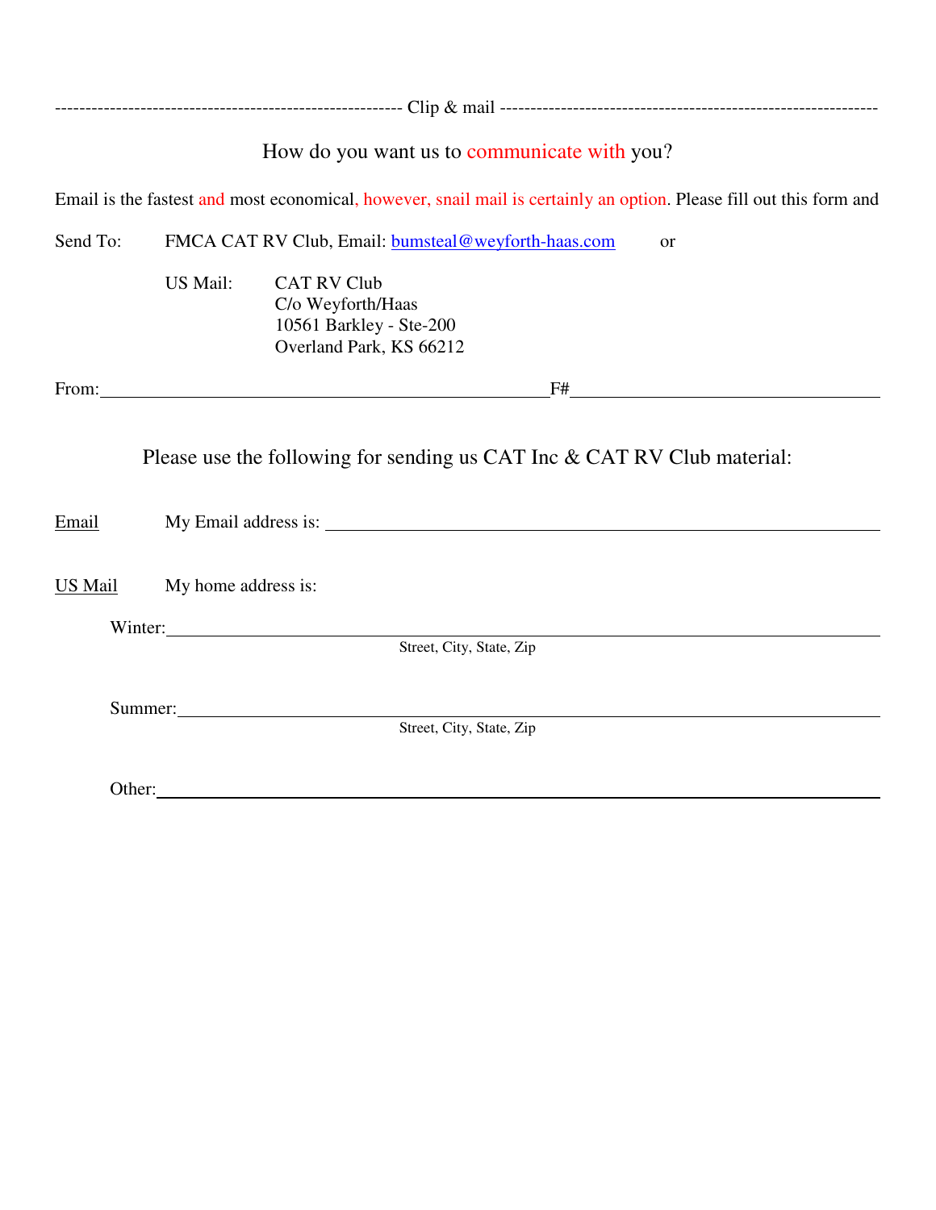---------------------------------------------------------- Clip & mail ----------------------------------------------------------

## How do you want us to communicate with you?

Email is the fastest and most economical, however, snail mail is certainly an option. Please fill out this form and

Send To: FMCA CAT RV Club, Email: bumsteal@weyforth-haas.com or

US Mail: CAT RV Club  
C/o Weyforth/Haas  
10561 Barkley - Ste-200  
Overland Park, KS 66212

From:\_\_\_\_\_\_\_\_\_\_\_\_\_\_\_\_\_\_\_\_\_\_\_\_\_\_\_\_\_\_\_\_\_\_\_\_\_\_\_\_F#\_\_\_\_\_\_\_\_\_\_\_\_\_\_\_\_\_\_\_\_\_\_\_\_\_\_

### Please use the following for sending us CAT Inc & CAT RV Club material:

Email My Email address is: \_\_\_\_\_\_\_\_\_\_\_\_\_\_\_\_\_\_\_\_\_\_\_\_\_\_\_\_\_\_\_\_\_\_\_\_\_\_\_\_\_\_\_\_

US Mail My home address is:

Winter:\_\_\_\_\_\_\_\_\_\_\_\_\_\_\_\_\_\_\_\_\_\_\_\_\_\_\_\_\_\_\_\_\_\_\_\_\_\_\_\_\_\_\_\_\_\_\_\_\_\_\_\_\_\_\_\_
Street, City, State, Zip

Summer:\_\_\_\_\_\_\_\_\_\_\_\_\_\_\_\_\_\_\_\_\_\_\_\_\_\_\_\_\_\_\_\_\_\_\_\_\_\_\_\_\_\_\_\_\_\_\_\_\_\_\_\_\_\_\_
Street, City, State, Zip

Other:\_\_\_\_\_\_\_\_\_\_\_\_\_\_\_\_\_\_\_\_\_\_\_\_\_\_\_\_\_\_\_\_\_\_\_\_\_\_\_\_\_\_\_\_\_\_\_\_\_\_\_\_\_\_\_\_\_